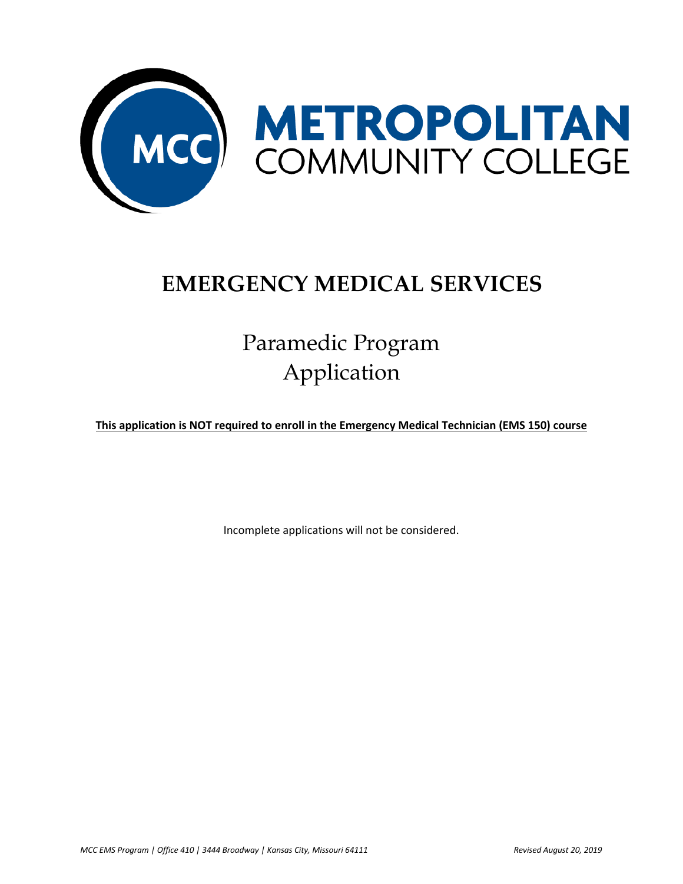# METROPOLITAN COMMUNITY COLLEGE

# EMERGENCY MEDICAL SERVICES

## Paramedic Program Application

**This application is NOT required to enroll in the Emergency Medical Technician (EMS 150) course**

Incomplete applications will not be considered.

*MCC EMS Program | Office 410 | 3444 Broadway | Kansas City, Missouri 64111*

*Revised August 20, 2019*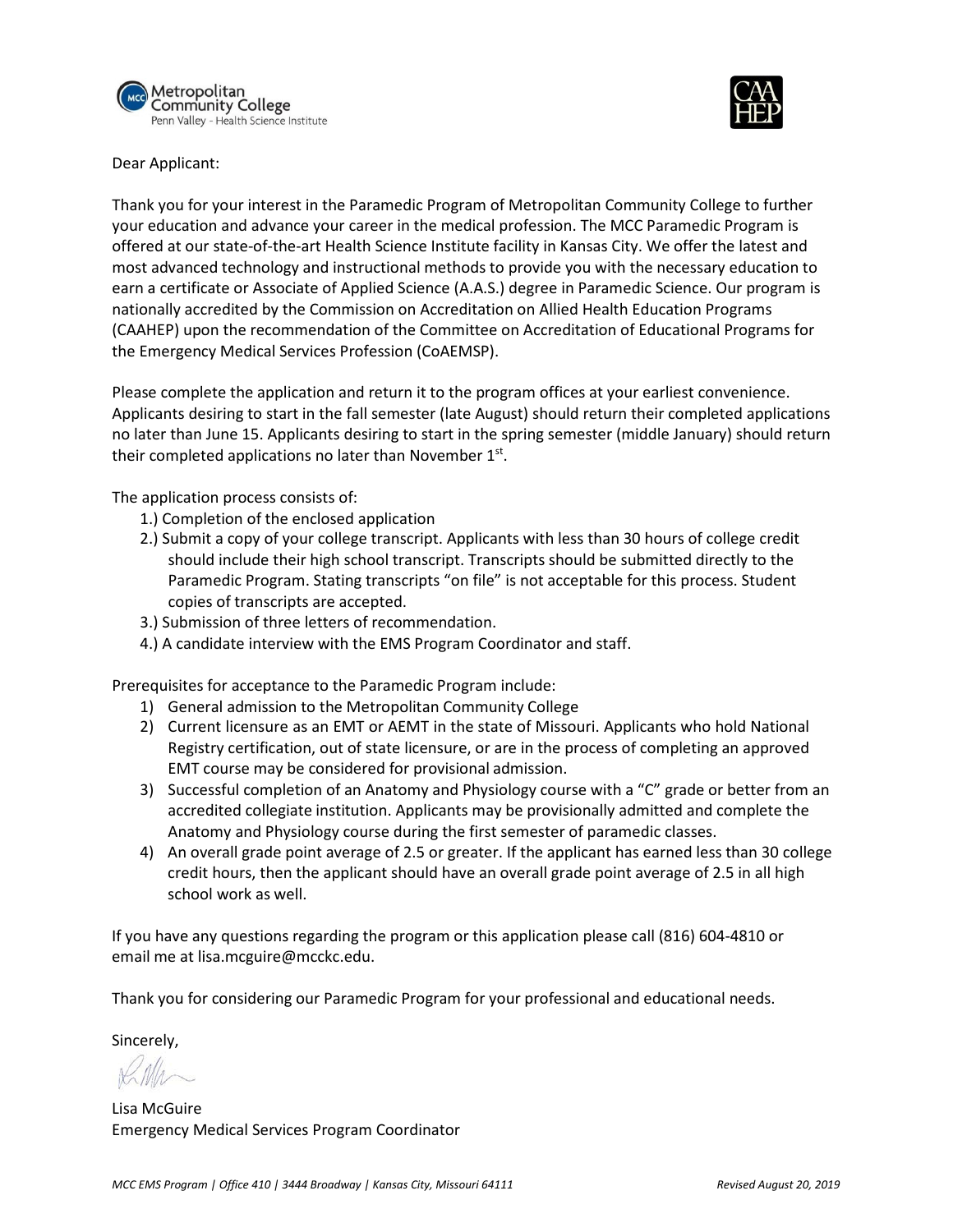Metropolitan Community College
Penn Valley - Health Science Institute

Dear Applicant:

Thank you for your interest in the Paramedic Program of Metropolitan Community College to further your education and advance your career in the medical profession. The MCC Paramedic Program is offered at our state-of-the-art Health Science Institute facility in Kansas City. We offer the latest and most advanced technology and instructional methods to provide you with the necessary education to earn a certificate or Associate of Applied Science (A.A.S.) degree in Paramedic Science. Our program is nationally accredited by the Commission on Accreditation on Allied Health Education Programs (CAAHEP) upon the recommendation of the Committee on Accreditation of Educational Programs for the Emergency Medical Services Profession (CoAEMSP).

Please complete the application and return it to the program offices at your earliest convenience. Applicants desiring to start in the fall semester (late August) should return their completed applications no later than June 15. Applicants desiring to start in the spring semester (middle January) should return their completed applications no later than November 1st.

The application process consists of:

1.) Completion of the enclosed application
2.) Submit a copy of your college transcript. Applicants with less than 30 hours of college credit should include their high school transcript. Transcripts should be submitted directly to the Paramedic Program. Stating transcripts "on file" is not acceptable for this process. Student copies of transcripts are accepted.
3.) Submission of three letters of recommendation.
4.) A candidate interview with the EMS Program Coordinator and staff.

Prerequisites for acceptance to the Paramedic Program include:

1) General admission to the Metropolitan Community College
2) Current licensure as an EMT or AEMT in the state of Missouri. Applicants who hold National Registry certification, out of state licensure, or are in the process of completing an approved EMT course may be considered for provisional admission.
3) Successful completion of an Anatomy and Physiology course with a "C" grade or better from an accredited collegiate institution. Applicants may be provisionally admitted and complete the Anatomy and Physiology course during the first semester of paramedic classes.
4) An overall grade point average of 2.5 or greater. If the applicant has earned less than 30 college credit hours, then the applicant should have an overall grade point average of 2.5 in all high school work as well.

If you have any questions regarding the program or this application please call (816) 604-4810 or email me at lisa.mcguire@mcckc.edu.

Thank you for considering our Paramedic Program for your professional and educational needs.

Sincerely,

Lisa McGuire
Emergency Medical Services Program Coordinator

*MCC EMS Program | Office 410 | 3444 Broadway | Kansas City, Missouri 64111* *Revised August 20, 2019*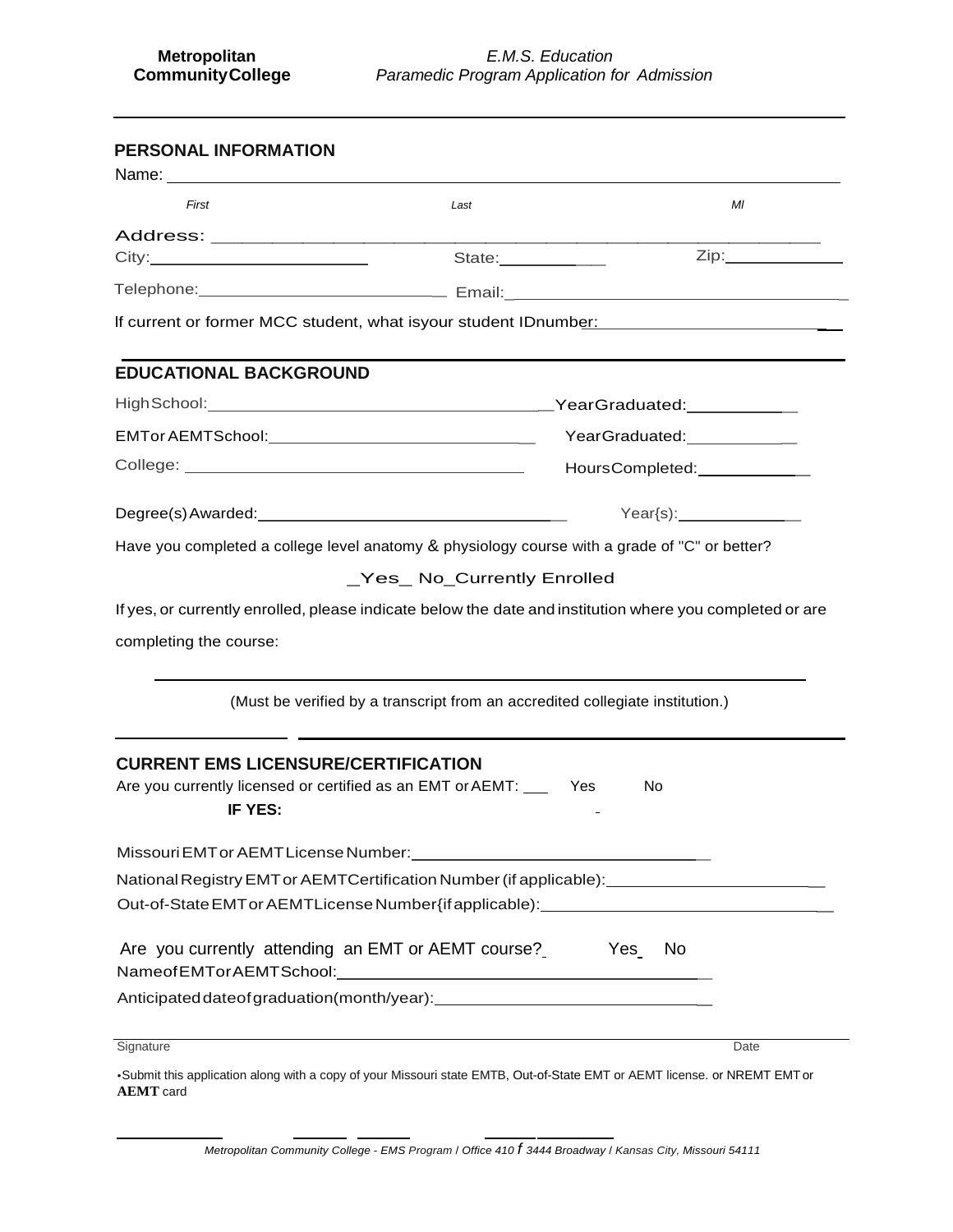**Metropolitan Community College**

*E.M.S. Education*
*Paramedic Program Application for Admission*

---

## PERSONAL INFORMATION

Name: ____________________________________________

*First* *Last* *MI*

Address: ____________________________________________

City: ______________________ State: ______________ Zip: ______________

Telephone: ______________________ Email: ______________________

If current or former MCC student, what isyour student IDnumber: ______________________

## EDUCATIONAL BACKGROUND

HighSchool: ______________________ YearGraduated: ______________

EMTor AEMTSchool: ______________________ YearGraduated: ______________

College: ______________________ HoursCompleted: ______________

Degree(s)Awarded: ______________________ Year{s): ______________

Have you completed a college level anatomy & physiology course with a grade of "C" or better?

_Yes_ No_Currently Enrolled

If yes, or currently enrolled, please indicate below the date and institution where you completed or are completing the course:

____________________________________________

(Must be verified by a transcript from an accredited collegiate institution.)

## CURRENT EMS LICENSURE/CERTIFICATION

Are you currently licensed or certified as an EMT orAEMT: ___ Yes No

**IF YES:**

MissouriEMTor AEMTLicenseNumber: ______________________

NationalRegistryEMTor AEMTCertificationNumber (if applicable): ______________________

Out-of-StateEMTor AEMTLicenseNumber{ifapplicable): ______________________

Are you currently attending an EMT or AEMT course? Yes No

NameofEMTorAEMTSchool: ______________________

Anticipateddateofgraduation(month/year): ______________________

Signature ______________________ Date ______________

•Submit this application along with a copy of your Missouri state EMTB, Out-of-State EMT or AEMT license. or NREMT EMT or **AEMT** card

*Metropolitan Community College - EMS Program / Office 410 f 3444 Broadway / Kansas City, Missouri 54111*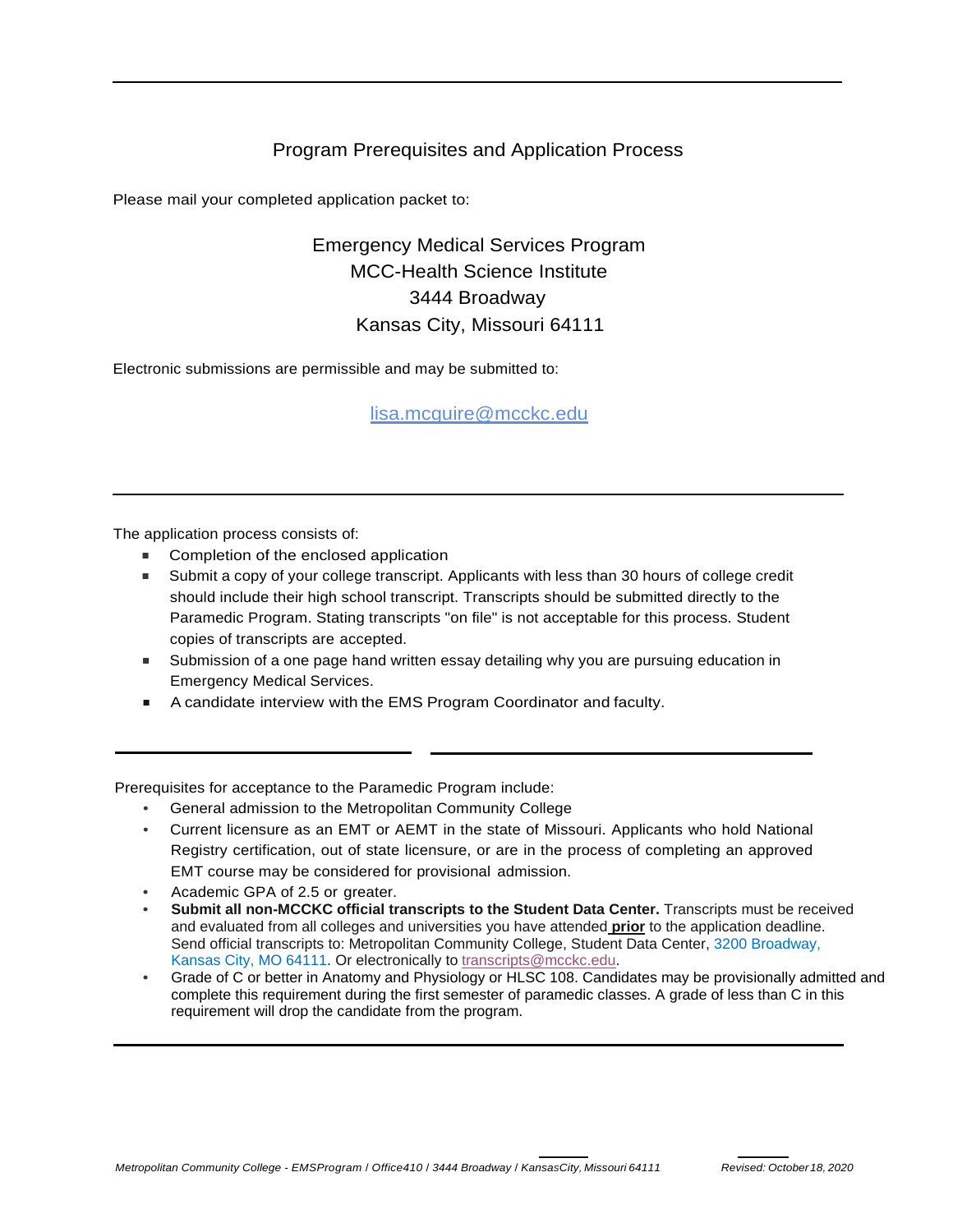## Program Prerequisites and Application Process

Please mail your completed application packet to:

Emergency Medical Services Program
MCC-Health Science Institute
3444 Broadway
Kansas City, Missouri 64111

Electronic submissions are permissible and may be submitted to:

lisa.mcguire@mcckc.edu

---

The application process consists of:

- Completion of the enclosed application
- Submit a copy of your college transcript. Applicants with less than 30 hours of college credit should include their high school transcript. Transcripts should be submitted directly to the Paramedic Program. Stating transcripts "on file" is not acceptable for this process. Student copies of transcripts are accepted.
- Submission of a one page hand written essay detailing why you are pursuing education in Emergency Medical Services.
- A candidate interview with the EMS Program Coordinator and faculty.

---

Prerequisites for acceptance to the Paramedic Program include:

- General admission to the Metropolitan Community College
- Current licensure as an EMT or AEMT in the state of Missouri. Applicants who hold National Registry certification, out of state licensure, or are in the process of completing an approved EMT course may be considered for provisional admission.
- Academic GPA of 2.5 or greater.
- **Submit all non-MCCKC official transcripts to the Student Data Center.** Transcripts must be received and evaluated from all colleges and universities you have attended **prior** to the application deadline. Send official transcripts to: Metropolitan Community College, Student Data Center, 3200 Broadway, Kansas City, MO 64111. Or electronically to transcripts@mcckc.edu.
- Grade of C or better in Anatomy and Physiology or HLSC 108. Candidates may be provisionally admitted and complete this requirement during the first semester of paramedic classes. A grade of less than C in this requirement will drop the candidate from the program.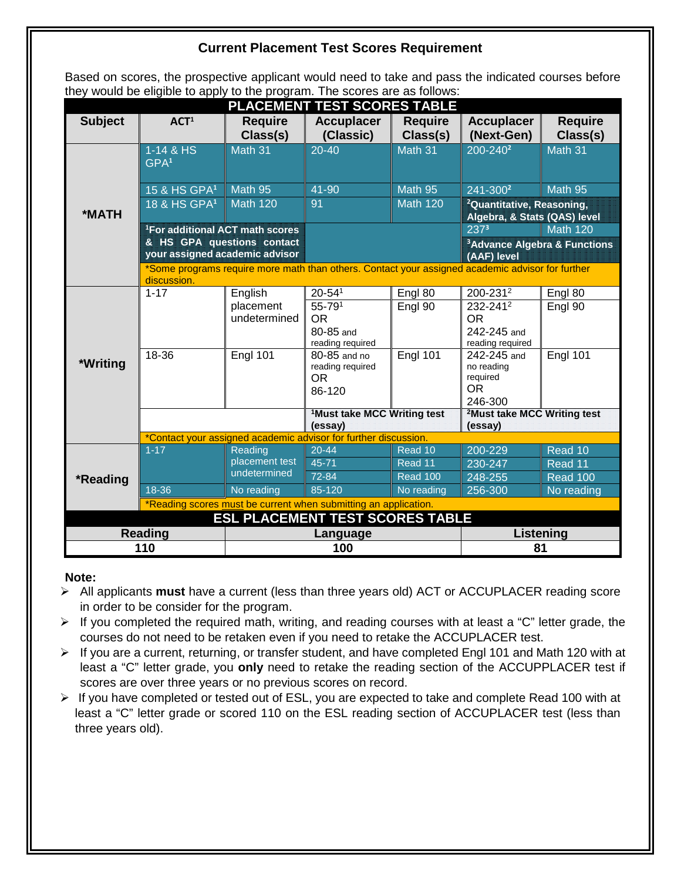### Current Placement Test Scores Requirement

Based on scores, the prospective applicant would need to take and pass the indicated courses before they would be eligible to apply to the program. The scores are as follows:

**PLACEMENT TEST SCORES TABLE**

| Subject | ACT[1] | Require Class(s) | Accuplacer (Classic) | Require Class(s) | Accuplacer (Next-Gen) | Require Class(s) |
|---|---|---|---|---|---|---|
| *MATH | 1-14 & HS GPA[1] | Math 31 | 20-40 | Math 31 | 200-240[2] | Math 31 |
| | 15 & HS GPA[1] | Math 95 | 41-90 | Math 95 | 241-300[2] | Math 95 |
| | 18 & HS GPA[1] | Math 120 | 91 | Math 120 | [2]Quantitative, Reasoning, Algebra, & Stats (QAS) level | |
| | [1]For additional ACT math scores & HS GPA questions contact your assigned academic advisor | | | | 237[3] | Math 120 |
| | | | | | [3]Advance Algebra & Functions (AAF) level | |
| | *Some programs require more math than others. Contact your assigned academic advisor for further discussion. | | | | | |
| *Writing | 1-17 | English placement undetermined | 20-54[1] | Engl 80 | 200-231[2] | Engl 80 |
| | | | 55-79[1] OR 80-85 and reading required | Engl 90 | 232-241[2] OR 242-245 and reading required | Engl 90 |
| | 18-36 | Engl 101 | 80-85 and no reading required OR 86-120 | Engl 101 | 242-245 and no reading required OR 246-300 | Engl 101 |
| | | | [1]Must take MCC Writing test (essay) | | [2]Must take MCC Writing test (essay) | |
| | *Contact your assigned academic advisor for further discussion. | | | | | |
| *Reading | 1-17 | Reading placement test undetermined | 20-44 | Read 10 | 200-229 | Read 10 |
| | | | 45-71 | Read 11 | 230-247 | Read 11 |
| | | | 72-84 | Read 100 | 248-255 | Read 100 |
| | 18-36 | No reading | 85-120 | No reading | 256-300 | No reading |
| | *Reading scores must be current when submitting an application. | | | | | |

**ESL PLACEMENT TEST SCORES TABLE**

| Reading | Language | Listening |
|---|---|---|
| 110 | 100 | 81 |

**Note:**

- All applicants **must** have a current (less than three years old) ACT or ACCUPLACER reading score in order to be consider for the program.
- If you completed the required math, writing, and reading courses with at least a “C” letter grade, the courses do not need to be retaken even if you need to retake the ACCUPLACER test.
- If you are a current, returning, or transfer student, and have completed Engl 101 and Math 120 with at least a “C” letter grade, you **only** need to retake the reading section of the ACCUPPLACER test if scores are over three years or no previous scores on record.
- If you have completed or tested out of ESL, you are expected to take and complete Read 100 with at least a “C” letter grade or scored 110 on the ESL reading section of ACCUPLACER test (less than three years old).